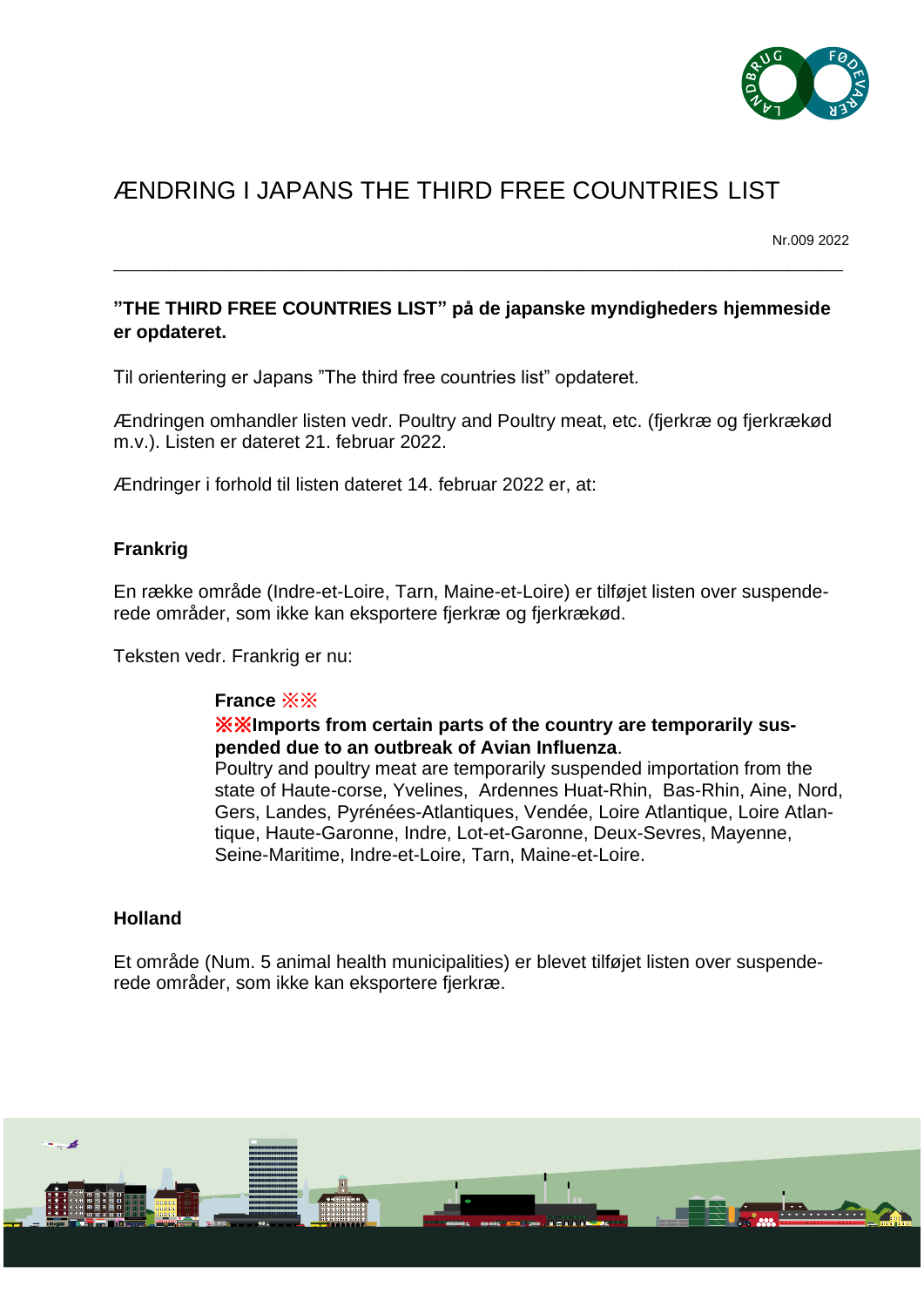# ÆNDRING I JAPANS THE THIRD FREE COUNTRIES LIST

Nr.009 2022

---

**"THE THIRD FREE COUNTRIES LIST" på de japanske myndigheders hjemmeside er opdateret.**

Til orientering er Japans "The third free countries list" opdateret.

Ændringen omhandler listen vedr. Poultry and Poultry meat, etc. (fjerkræ og fjerkrækød m.v.). Listen er dateret 21. februar 2022.

Ændringer i forhold til listen dateret 14. februar 2022 er, at:

## Frankrig

En række område (Indre-et-Loire, Tarn, Maine-et-Loire) er tilføjet listen over suspenderede områder, som ikke kan eksportere fjerkræ og fjerkrækød.

Teksten vedr. Frankrig er nu:

> **France ※※**
> **※※Imports from certain parts of the country are temporarily suspended due to an outbreak of Avian Influenza**.
> Poultry and poultry meat are temporarily suspended importation from the state of Haute-corse, Yvelines, Ardennes Huat-Rhin, Bas-Rhin, Aine, Nord, Gers, Landes, Pyrénées-Atlantiques, Vendée, Loire Atlantique, Loire Atlantique, Haute-Garonne, Indre, Lot-et-Garonne, Deux-Sevres, Mayenne, Seine-Maritime, Indre-et-Loire, Tarn, Maine-et-Loire.

## Holland

Et område (Num. 5 animal health municipalities) er blevet tilføjet listen over suspenderede områder, som ikke kan eksportere fjerkræ.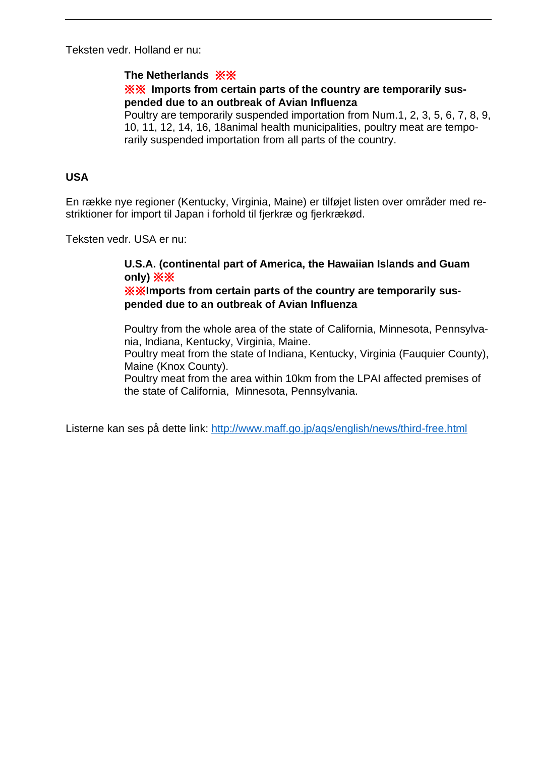Teksten vedr. Holland er nu:

> **The Netherlands ※※**
> **※※ Imports from certain parts of the country are temporarily suspended due to an outbreak of Avian Influenza**
> Poultry are temporarily suspended importation from Num.1, 2, 3, 5, 6, 7, 8, 9, 10, 11, 12, 14, 16, 18animal health municipalities, poultry meat are temporarily suspended importation from all parts of the country.

**USA**

En række nye regioner (Kentucky, Virginia, Maine) er tilføjet listen over områder med restriktioner for import til Japan i forhold til fjerkræ og fjerkrækød.

Teksten vedr. USA er nu:

> **U.S.A. (continental part of America, the Hawaiian Islands and Guam only) ※※**
> **※※Imports from certain parts of the country are temporarily suspended due to an outbreak of Avian Influenza**
>
> Poultry from the whole area of the state of California, Minnesota, Pennsylvania, Indiana, Kentucky, Virginia, Maine.
> Poultry meat from the state of Indiana, Kentucky, Virginia (Fauquier County), Maine (Knox County).
> Poultry meat from the area within 10km from the LPAI affected premises of the state of California, Minnesota, Pennsylvania.

Listerne kan ses på dette link: http://www.maff.go.jp/aqs/english/news/third-free.html